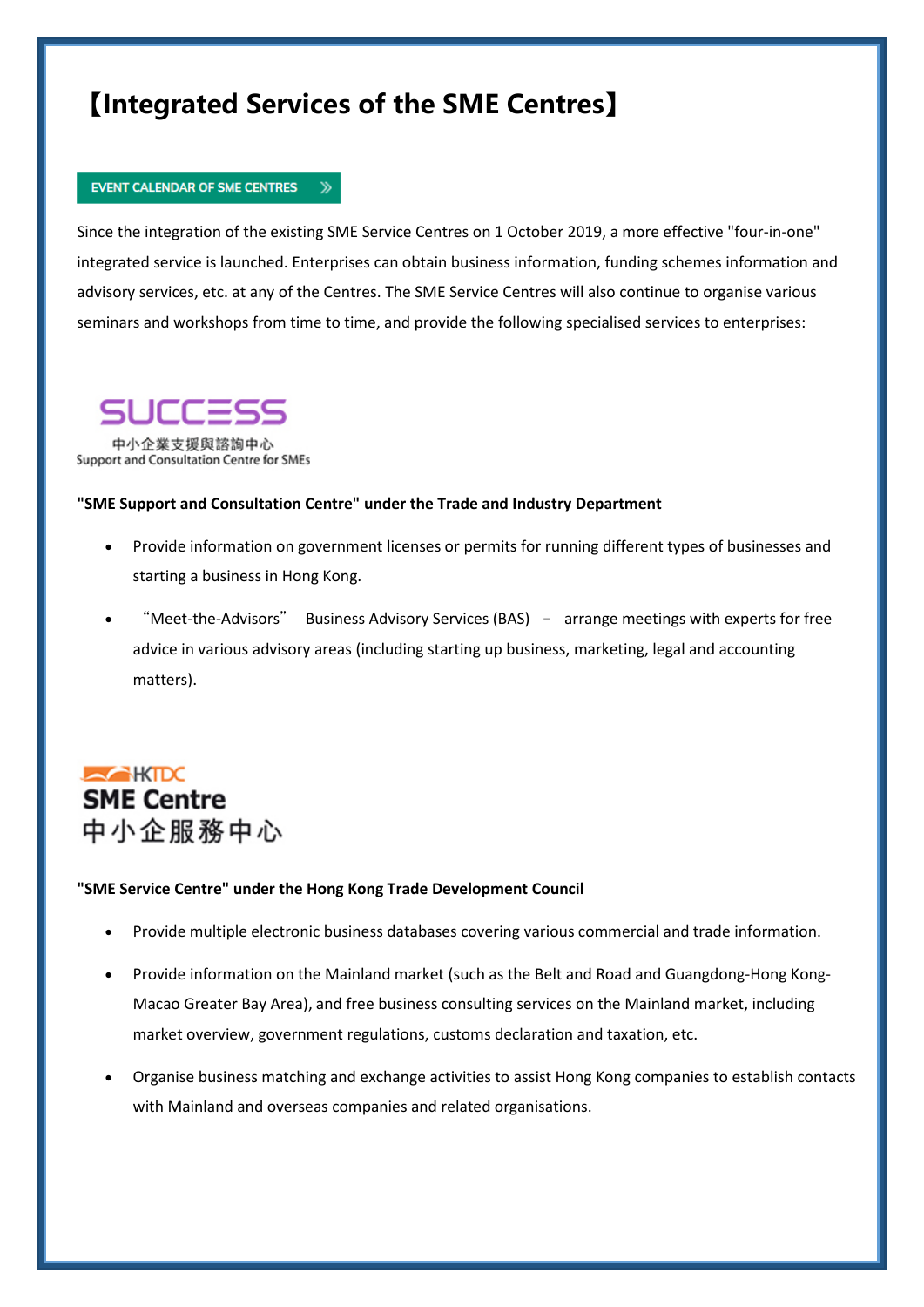# 【Integrated Services of the SME Centres】

EVENT CALENDAR OF SME CENTRES

Since the integration of the existing SME Service Centres on 1 October 2019, a more effective "four-in-one" integrated service is launched. Enterprises can obtain business information, funding schemes information and advisory services, etc. at any of the Centres. The SME Service Centres will also continue to organise various seminars and workshops from time to time, and provide the following specialised services to enterprises:

SUCCESS
中小企業支援與諮詢中心
Support and Consultation Centre for SMEs

**"SME Support and Consultation Centre" under the Trade and Industry Department**

- Provide information on government licenses or permits for running different types of businesses and starting a business in Hong Kong.
- “Meet-the-Advisors” Business Advisory Services (BAS) – arrange meetings with experts for free advice in various advisory areas (including starting up business, marketing, legal and accounting matters).

HKTDC
SME Centre
中小企服務中心

**"SME Service Centre" under the Hong Kong Trade Development Council**

- Provide multiple electronic business databases covering various commercial and trade information.
- Provide information on the Mainland market (such as the Belt and Road and Guangdong-Hong Kong-Macao Greater Bay Area), and free business consulting services on the Mainland market, including market overview, government regulations, customs declaration and taxation, etc.
- Organise business matching and exchange activities to assist Hong Kong companies to establish contacts with Mainland and overseas companies and related organisations.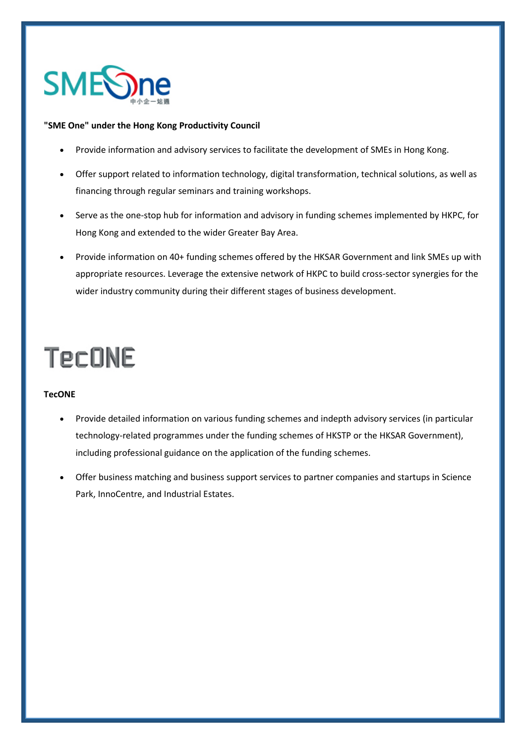**"SME One" under the Hong Kong Productivity Council**

- Provide information and advisory services to facilitate the development of SMEs in Hong Kong.
- Offer support related to information technology, digital transformation, technical solutions, as well as financing through regular seminars and training workshops.
- Serve as the one-stop hub for information and advisory in funding schemes implemented by HKPC, for Hong Kong and extended to the wider Greater Bay Area.
- Provide information on 40+ funding schemes offered by the HKSAR Government and link SMEs up with appropriate resources. Leverage the extensive network of HKPC to build cross-sector synergies for the wider industry community during their different stages of business development.

**TecONE**

- Provide detailed information on various funding schemes and indepth advisory services (in particular technology-related programmes under the funding schemes of HKSTP or the HKSAR Government), including professional guidance on the application of the funding schemes.
- Offer business matching and business support services to partner companies and startups in Science Park, InnoCentre, and Industrial Estates.